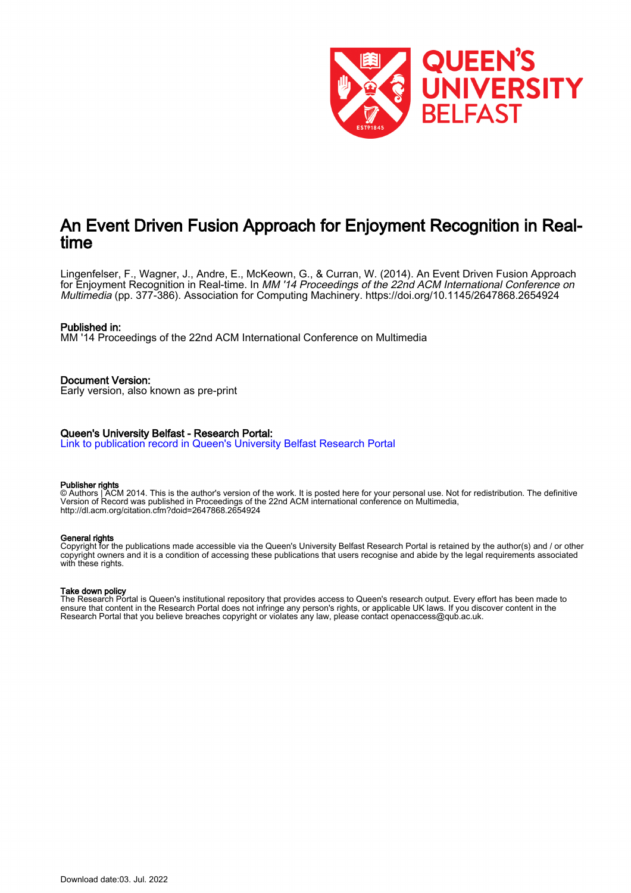# An Event Driven Fusion Approach for Enjoyment Recognition in Real-time

Lingenfelser, F., Wagner, J., Andre, E., McKeown, G., & Curran, W. (2014). An Event Driven Fusion Approach for Enjoyment Recognition in Real-time. In *MM '14 Proceedings of the 22nd ACM International Conference on Multimedia* (pp. 377-386). Association for Computing Machinery. https://doi.org/10.1145/2647868.2654924

**Published in:**
MM '14 Proceedings of the 22nd ACM International Conference on Multimedia

**Document Version:**
Early version, also known as pre-print

**Queen's University Belfast - Research Portal:**
Link to publication record in Queen's University Belfast Research Portal

**Publisher rights**
© Authors | ACM 2014. This is the author's version of the work. It is posted here for your personal use. Not for redistribution. The definitive Version of Record was published in Proceedings of the 22nd ACM international conference on Multimedia, http://dl.acm.org/citation.cfm?doid=2647868.2654924

**General rights**
Copyright for the publications made accessible via the Queen's University Belfast Research Portal is retained by the author(s) and / or other copyright owners and it is a condition of accessing these publications that users recognise and abide by the legal requirements associated with these rights.

**Take down policy**
The Research Portal is Queen's institutional repository that provides access to Queen's research output. Every effort has been made to ensure that content in the Research Portal does not infringe any person's rights, or applicable UK laws. If you discover content in the Research Portal that you believe breaches copyright or violates any law, please contact openaccess@qub.ac.uk.

Download date:03. Jul. 2022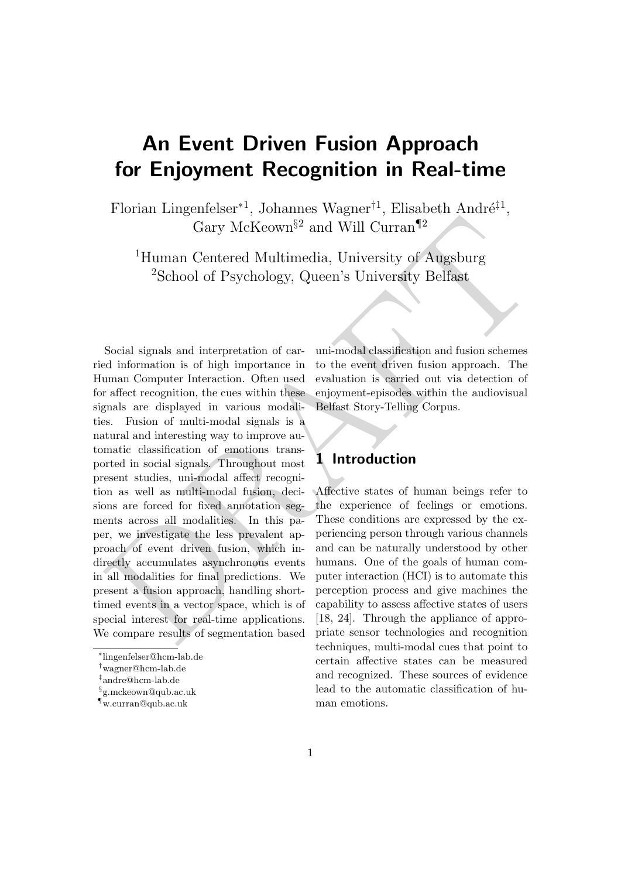# An Event Driven Fusion Approach for Enjoyment Recognition in Real-time

Florian Lingenfelser*[1], Johannes Wagner†[1], Elisabeth André‡[1], Gary McKeown§[2] and Will Curran¶[2]

[1]Human Centered Multimedia, University of Augsburg
[2]School of Psychology, Queen's University Belfast

Social signals and interpretation of carried information is of high importance in Human Computer Interaction. Often used for affect recognition, the cues within these signals are displayed in various modalities. Fusion of multi-modal signals is a natural and interesting way to improve automatic classification of emotions transported in social signals. Throughout most present studies, uni-modal affect recognition as well as multi-modal fusion, decisions are forced for fixed annotation segments across all modalities. In this paper, we investigate the less prevalent approach of event driven fusion, which indirectly accumulates asynchronous events in all modalities for final predictions. We present a fusion approach, handling short-timed events in a vector space, which is of special interest for real-time applications. We compare results of segmentation based uni-modal classification and fusion schemes to the event driven fusion approach. The evaluation is carried out via detection of enjoyment-episodes within the audiovisual Belfast Story-Telling Corpus.

## 1 Introduction

Affective states of human beings refer to the experience of feelings or emotions. These conditions are expressed by the experiencing person through various channels and can be naturally understood by other humans. One of the goals of human computer interaction (HCI) is to automate this perception process and give machines the capability to assess affective states of users [18, 24]. Through the appliance of appropriate sensor technologies and recognition techniques, multi-modal cues that point to certain affective states can be measured and recognized. These sources of evidence lead to the automatic classification of human emotions.

*lingenfelser@hcm-lab.de
†wagner@hcm-lab.de
‡andre@hcm-lab.de
§g.mckeown@qub.ac.uk
¶w.curran@qub.ac.uk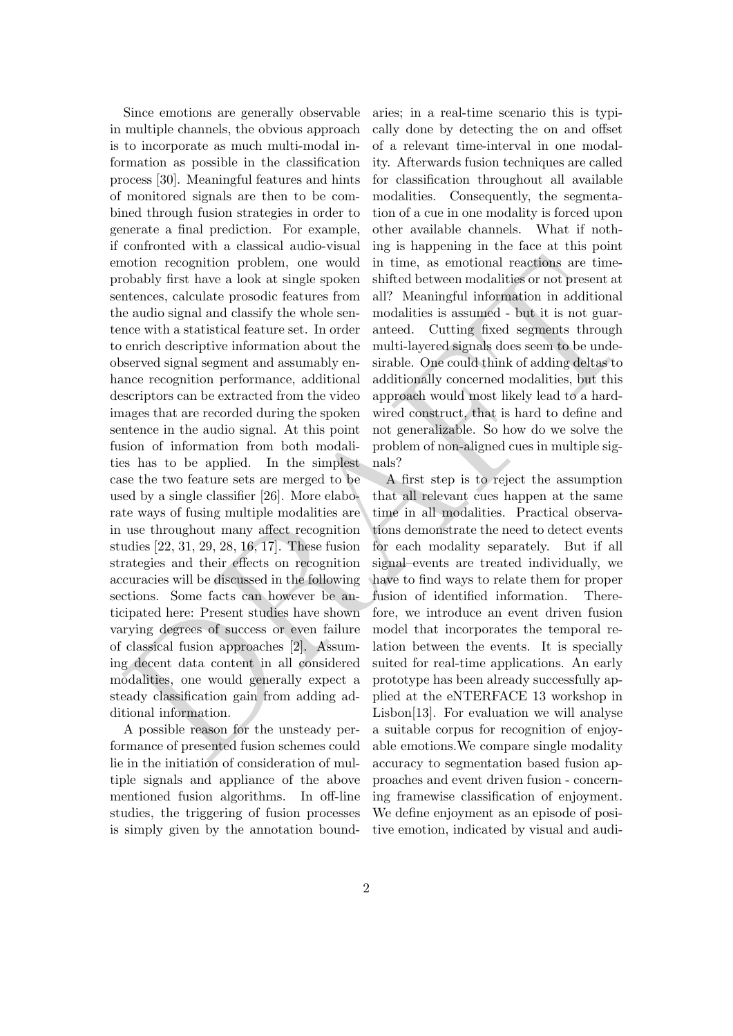Since emotions are generally observable in multiple channels, the obvious approach is to incorporate as much multi-modal information as possible in the classification process [30]. Meaningful features and hints of monitored signals are then to be combined through fusion strategies in order to generate a final prediction. For example, if confronted with a classical audio-visual emotion recognition problem, one would probably first have a look at single spoken sentences, calculate prosodic features from the audio signal and classify the whole sentence with a statistical feature set. In order to enrich descriptive information about the observed signal segment and assumably enhance recognition performance, additional descriptors can be extracted from the video images that are recorded during the spoken sentence in the audio signal. At this point fusion of information from both modalities has to be applied. In the simplest case the two feature sets are merged to be used by a single classifier [26]. More elaborate ways of fusing multiple modalities are in use throughout many affect recognition studies [22, 31, 29, 28, 16, 17]. These fusion strategies and their effects on recognition accuracies will be discussed in the following sections. Some facts can however be anticipated here: Present studies have shown varying degrees of success or even failure of classical fusion approaches [2]. Assuming decent data content in all considered modalities, one would generally expect a steady classification gain from adding additional information.

A possible reason for the unsteady performance of presented fusion schemes could lie in the initiation of consideration of multiple signals and appliance of the above mentioned fusion algorithms. In off-line studies, the triggering of fusion processes is simply given by the annotation boundaries; in a real-time scenario this is typically done by detecting the on and offset of a relevant time-interval in one modality. Afterwards fusion techniques are called for classification throughout all available modalities. Consequently, the segmentation of a cue in one modality is forced upon other available channels. What if nothing is happening in the face at this point in time, as emotional reactions are time-shifted between modalities or not present at all? Meaningful information in additional modalities is assumed - but it is not guaranteed. Cutting fixed segments through multi-layered signals does seem to be undesirable. One could think of adding deltas to additionally concerned modalities, but this approach would most likely lead to a hard-wired construct, that is hard to define and not generalizable. So how do we solve the problem of non-aligned cues in multiple signals?

A first step is to reject the assumption that all relevant cues happen at the same time in all modalities. Practical observations demonstrate the need to detect events for each modality separately. But if all signal–events are treated individually, we have to find ways to relate them for proper fusion of identified information. Therefore, we introduce an event driven fusion model that incorporates the temporal relation between the events. It is specially suited for real-time applications. An early prototype has been already successfully applied at the eNTERFACE 13 workshop in Lisbon[13]. For evaluation we will analyse a suitable corpus for recognition of enjoyable emotions.We compare single modality accuracy to segmentation based fusion approaches and event driven fusion - concerning framewise classification of enjoyment. We define enjoyment as an episode of positive emotion, indicated by visual and audi-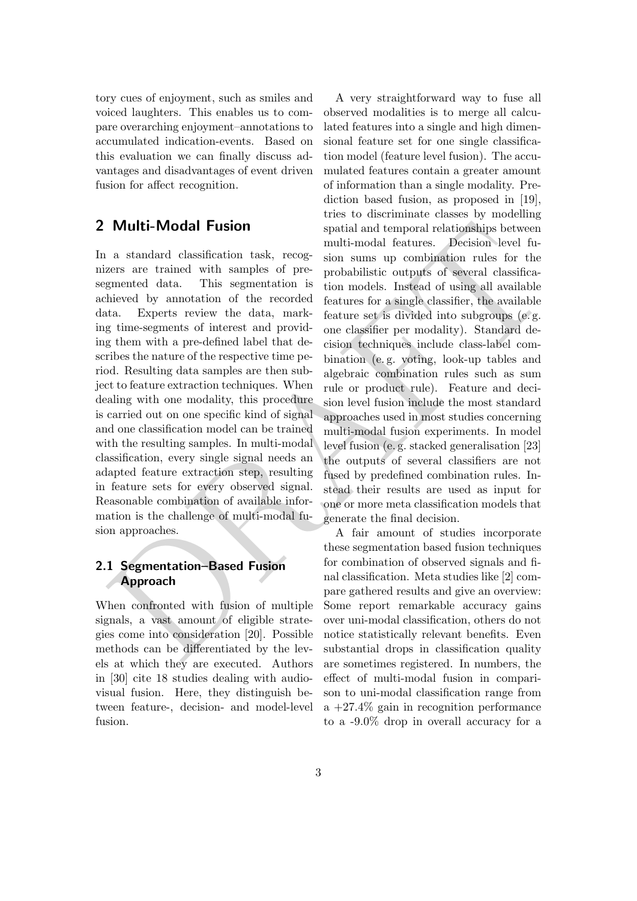tory cues of enjoyment, such as smiles and voiced laughters. This enables us to compare overarching enjoyment–annotations to accumulated indication-events. Based on this evaluation we can finally discuss advantages and disadvantages of event driven fusion for affect recognition.

## 2 Multi-Modal Fusion

In a standard classification task, recognizers are trained with samples of presegmented data. This segmentation is achieved by annotation of the recorded data. Experts review the data, marking time-segments of interest and providing them with a pre-defined label that describes the nature of the respective time period. Resulting data samples are then subject to feature extraction techniques. When dealing with one modality, this procedure is carried out on one specific kind of signal and one classification model can be trained with the resulting samples. In multi-modal classification, every single signal needs an adapted feature extraction step, resulting in feature sets for every observed signal. Reasonable combination of available information is the challenge of multi-modal fusion approaches.

### 2.1 Segmentation–Based Fusion Approach

When confronted with fusion of multiple signals, a vast amount of eligible strategies come into consideration [20]. Possible methods can be differentiated by the levels at which they are executed. Authors in [30] cite 18 studies dealing with audiovisual fusion. Here, they distinguish between feature-, decision- and model-level fusion.

A very straightforward way to fuse all observed modalities is to merge all calculated features into a single and high dimensional feature set for one single classification model (feature level fusion). The accumulated features contain a greater amount of information than a single modality. Prediction based fusion, as proposed in [19], tries to discriminate classes by modelling spatial and temporal relationships between multi-modal features. Decision level fusion sums up combination rules for the probabilistic outputs of several classification models. Instead of using all available features for a single classifier, the available feature set is divided into subgroups (e. g. one classifier per modality). Standard decision techniques include class-label combination (e. g. voting, look-up tables and algebraic combination rules such as sum rule or product rule). Feature and decision level fusion include the most standard approaches used in most studies concerning multi-modal fusion experiments. In model level fusion (e. g. stacked generalisation [23] the outputs of several classifiers are not fused by predefined combination rules. Instead their results are used as input for one or more meta classification models that generate the final decision.

A fair amount of studies incorporate these segmentation based fusion techniques for combination of observed signals and final classification. Meta studies like [2] compare gathered results and give an overview: Some report remarkable accuracy gains over uni-modal classification, others do not notice statistically relevant benefits. Even substantial drops in classification quality are sometimes registered. In numbers, the effect of multi-modal fusion in comparison to uni-modal classification range from a +27.4% gain in recognition performance to a -9.0% drop in overall accuracy for a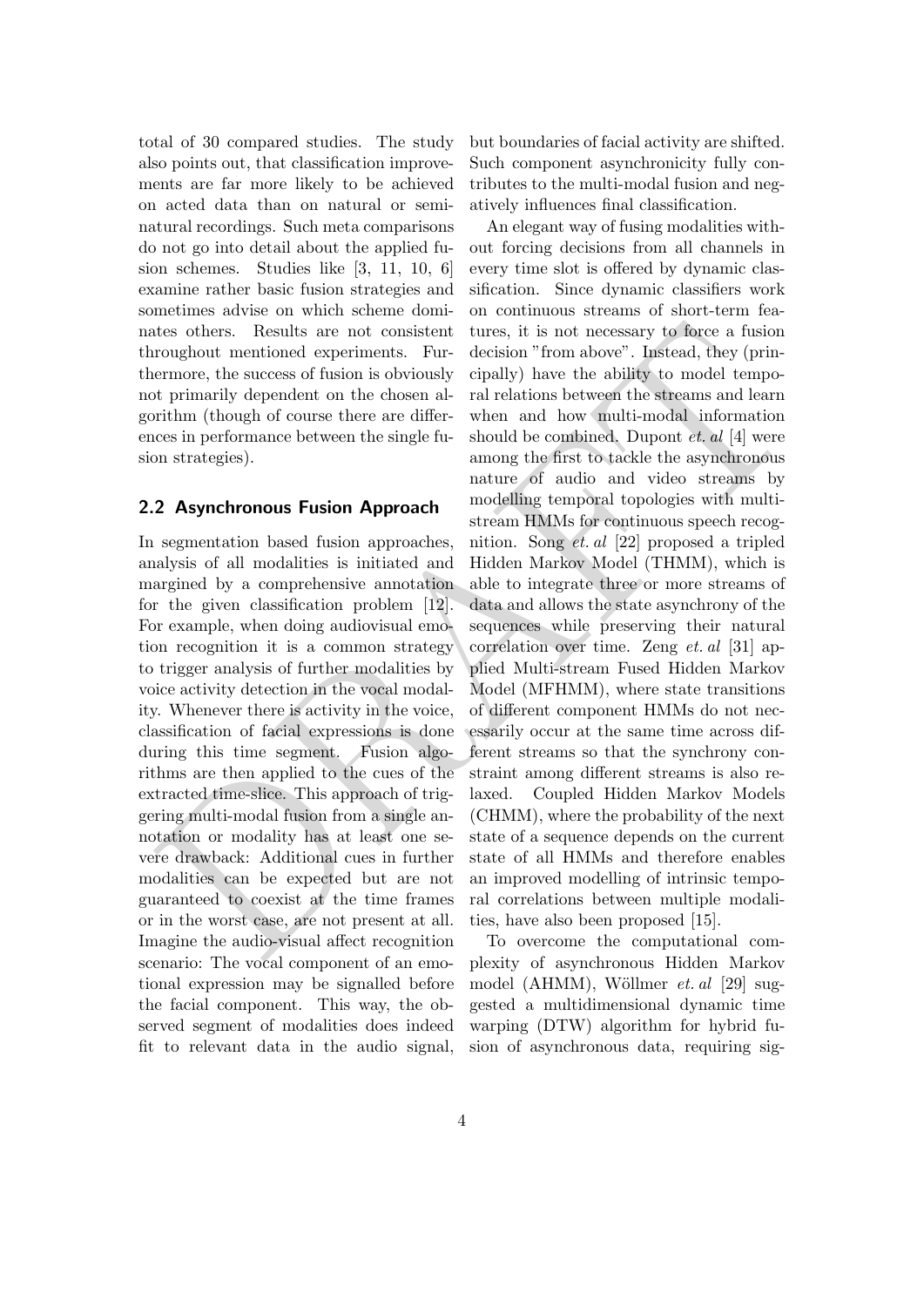total of 30 compared studies. The study also points out, that classification improvements are far more likely to be achieved on acted data than on natural or semi-natural recordings. Such meta comparisons do not go into detail about the applied fusion schemes. Studies like [3, 11, 10, 6] examine rather basic fusion strategies and sometimes advise on which scheme dominates others. Results are not consistent throughout mentioned experiments. Furthermore, the success of fusion is obviously not primarily dependent on the chosen algorithm (though of course there are differences in performance between the single fusion strategies).

## 2.2 Asynchronous Fusion Approach

In segmentation based fusion approaches, analysis of all modalities is initiated and margined by a comprehensive annotation for the given classification problem [12]. For example, when doing audiovisual emotion recognition it is a common strategy to trigger analysis of further modalities by voice activity detection in the vocal modality. Whenever there is activity in the voice, classification of facial expressions is done during this time segment. Fusion algorithms are then applied to the cues of the extracted time-slice. This approach of triggering multi-modal fusion from a single annotation or modality has at least one severe drawback: Additional cues in further modalities can be expected but are not guaranteed to coexist at the time frames or in the worst case, are not present at all. Imagine the audio-visual affect recognition scenario: The vocal component of an emotional expression may be signalled before the facial component. This way, the observed segment of modalities does indeed fit to relevant data in the audio signal, but boundaries of facial activity are shifted. Such component asynchronicity fully contributes to the multi-modal fusion and negatively influences final classification.

An elegant way of fusing modalities without forcing decisions from all channels in every time slot is offered by dynamic classification. Since dynamic classifiers work on continuous streams of short-term features, it is not necessary to force a fusion decision "from above". Instead, they (principally) have the ability to model temporal relations between the streams and learn when and how multi-modal information should be combined. Dupont *et. al* [4] were among the first to tackle the asynchronous nature of audio and video streams by modelling temporal topologies with multi-stream HMMs for continuous speech recognition. Song *et. al* [22] proposed a tripled Hidden Markov Model (THMM), which is able to integrate three or more streams of data and allows the state asynchrony of the sequences while preserving their natural correlation over time. Zeng *et. al* [31] applied Multi-stream Fused Hidden Markov Model (MFHMM), where state transitions of different component HMMs do not necessarily occur at the same time across different streams so that the synchrony constraint among different streams is also relaxed. Coupled Hidden Markov Models (CHMM), where the probability of the next state of a sequence depends on the current state of all HMMs and therefore enables an improved modelling of intrinsic temporal correlations between multiple modalities, have also been proposed [15].

To overcome the computational complexity of asynchronous Hidden Markov model (AHMM), Wöllmer *et. al* [29] suggested a multidimensional dynamic time warping (DTW) algorithm for hybrid fusion of asynchronous data, requiring sig-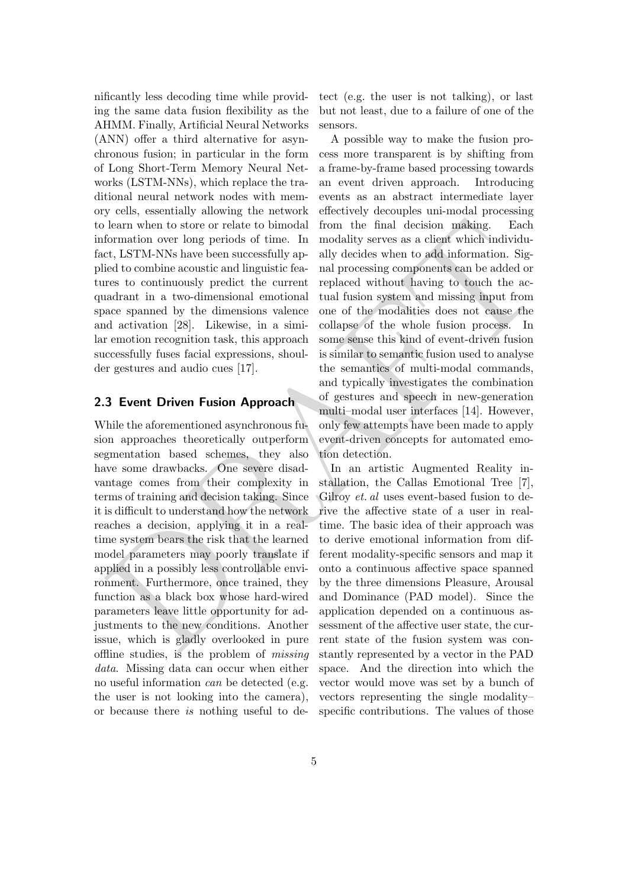nificantly less decoding time while providing the same data fusion flexibility as the AHMM. Finally, Artificial Neural Networks (ANN) offer a third alternative for asynchronous fusion; in particular in the form of Long Short-Term Memory Neural Networks (LSTM-NNs), which replace the traditional neural network nodes with memory cells, essentially allowing the network to learn when to store or relate to bimodal information over long periods of time. In fact, LSTM-NNs have been successfully applied to combine acoustic and linguistic features to continuously predict the current quadrant in a two-dimensional emotional space spanned by the dimensions valence and activation [28]. Likewise, in a similar emotion recognition task, this approach successfully fuses facial expressions, shoulder gestures and audio cues [17].

### 2.3 Event Driven Fusion Approach

While the aforementioned asynchronous fusion approaches theoretically outperform segmentation based schemes, they also have some drawbacks. One severe disadvantage comes from their complexity in terms of training and decision taking. Since it is difficult to understand how the network reaches a decision, applying it in a real-time system bears the risk that the learned model parameters may poorly translate if applied in a possibly less controllable environment. Furthermore, once trained, they function as a black box whose hard-wired parameters leave little opportunity for adjustments to the new conditions. Another issue, which is gladly overlooked in pure offline studies, is the problem of *missing data*. Missing data can occur when either no useful information *can* be detected (e.g. the user is not looking into the camera), or because there *is* nothing useful to detect (e.g. the user is not talking), or last but not least, due to a failure of one of the sensors.

A possible way to make the fusion process more transparent is by shifting from a frame-by-frame based processing towards an event driven approach. Introducing events as an abstract intermediate layer effectively decouples uni-modal processing from the final decision making. Each modality serves as a client which individually decides when to add information. Signal processing components can be added or replaced without having to touch the actual fusion system and missing input from one of the modalities does not cause the collapse of the whole fusion process. In some sense this kind of event-driven fusion is similar to semantic fusion used to analyse the semantics of multi-modal commands, and typically investigates the combination of gestures and speech in new-generation multi–modal user interfaces [14]. However, only few attempts have been made to apply event-driven concepts for automated emotion detection.

In an artistic Augmented Reality installation, the Callas Emotional Tree [7], Gilroy *et. al* uses event-based fusion to derive the affective state of a user in real-time. The basic idea of their approach was to derive emotional information from different modality-specific sensors and map it onto a continuous affective space spanned by the three dimensions Pleasure, Arousal and Dominance (PAD model). Since the application depended on a continuous assessment of the affective user state, the current state of the fusion system was constantly represented by a vector in the PAD space. And the direction into which the vector would move was set by a bunch of vectors representing the single modality–specific contributions. The values of those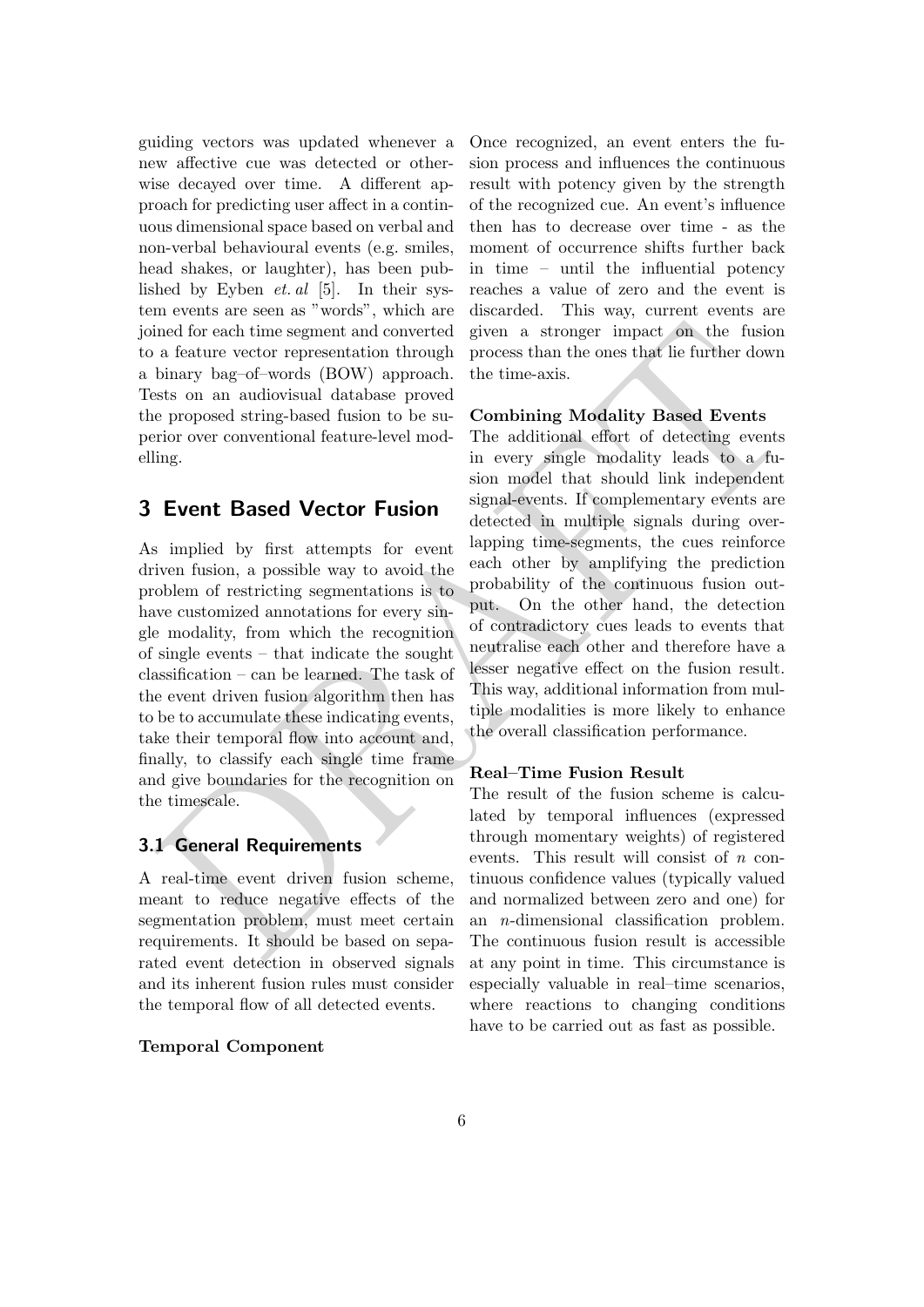guiding vectors was updated whenever a new affective cue was detected or otherwise decayed over time. A different approach for predicting user affect in a continuous dimensional space based on verbal and non-verbal behavioural events (e.g. smiles, head shakes, or laughter), has been published by Eyben *et. al* [5]. In their system events are seen as "words", which are joined for each time segment and converted to a feature vector representation through a binary bag–of–words (BOW) approach. Tests on an audiovisual database proved the proposed string-based fusion to be superior over conventional feature-level modelling.

## 3 Event Based Vector Fusion

As implied by first attempts for event driven fusion, a possible way to avoid the problem of restricting segmentations is to have customized annotations for every single modality, from which the recognition of single events – that indicate the sought classification – can be learned. The task of the event driven fusion algorithm then has to be to accumulate these indicating events, take their temporal flow into account and, finally, to classify each single time frame and give boundaries for the recognition on the timescale.

### 3.1 General Requirements

A real-time event driven fusion scheme, meant to reduce negative effects of the segmentation problem, must meet certain requirements. It should be based on separated event detection in observed signals and its inherent fusion rules must consider the temporal flow of all detected events.

**Temporal Component**

Once recognized, an event enters the fusion process and influences the continuous result with potency given by the strength of the recognized cue. An event's influence then has to decrease over time - as the moment of occurrence shifts further back in time – until the influential potency reaches a value of zero and the event is discarded. This way, current events are given a stronger impact on the fusion process than the ones that lie further down the time-axis.

**Combining Modality Based Events**

The additional effort of detecting events in every single modality leads to a fusion model that should link independent signal-events. If complementary events are detected in multiple signals during overlapping time-segments, the cues reinforce each other by amplifying the prediction probability of the continuous fusion output. On the other hand, the detection of contradictory cues leads to events that neutralise each other and therefore have a lesser negative effect on the fusion result. This way, additional information from multiple modalities is more likely to enhance the overall classification performance.

**Real–Time Fusion Result**

The result of the fusion scheme is calculated by temporal influences (expressed through momentary weights) of registered events. This result will consist of $n$ continuous confidence values (typically valued and normalized between zero and one) for an $n$-dimensional classification problem. The continuous fusion result is accessible at any point in time. This circumstance is especially valuable in real–time scenarios, where reactions to changing conditions have to be carried out as fast as possible.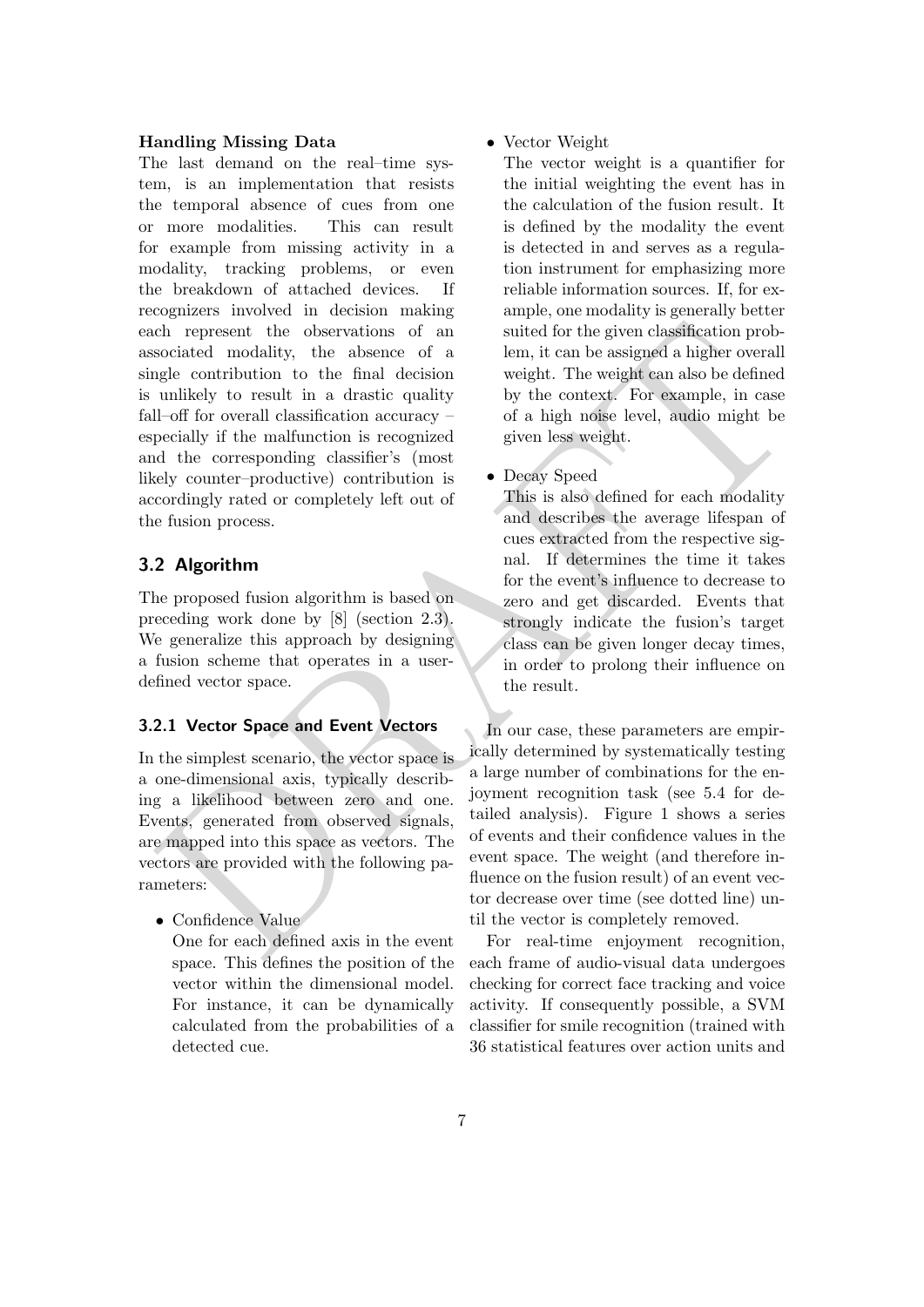**Handling Missing Data**

The last demand on the real–time system, is an implementation that resists the temporal absence of cues from one or more modalities. This can result for example from missing activity in a modality, tracking problems, or even the breakdown of attached devices. If recognizers involved in decision making each represent the observations of an associated modality, the absence of a single contribution to the final decision is unlikely to result in a drastic quality fall–off for overall classification accuracy – especially if the malfunction is recognized and the corresponding classifier's (most likely counter–productive) contribution is accordingly rated or completely left out of the fusion process.

## 3.2 Algorithm

The proposed fusion algorithm is based on preceding work done by [8] (section 2.3). We generalize this approach by designing a fusion scheme that operates in a user-defined vector space.

### 3.2.1 Vector Space and Event Vectors

In the simplest scenario, the vector space is a one-dimensional axis, typically describing a likelihood between zero and one. Events, generated from observed signals, are mapped into this space as vectors. The vectors are provided with the following parameters:

- Confidence Value

  One for each defined axis in the event space. This defines the position of the vector within the dimensional model. For instance, it can be dynamically calculated from the probabilities of a detected cue.

- Vector Weight

  The vector weight is a quantifier for the initial weighting the event has in the calculation of the fusion result. It is defined by the modality the event is detected in and serves as a regulation instrument for emphasizing more reliable information sources. If, for example, one modality is generally better suited for the given classification problem, it can be assigned a higher overall weight. The weight can also be defined by the context. For example, in case of a high noise level, audio might be given less weight.

- Decay Speed

  This is also defined for each modality and describes the average lifespan of cues extracted from the respective signal. If determines the time it takes for the event's influence to decrease to zero and get discarded. Events that strongly indicate the fusion's target class can be given longer decay times, in order to prolong their influence on the result.

In our case, these parameters are empirically determined by systematically testing a large number of combinations for the enjoyment recognition task (see 5.4 for detailed analysis). Figure 1 shows a series of events and their confidence values in the event space. The weight (and therefore influence on the fusion result) of an event vector decrease over time (see dotted line) until the vector is completely removed.

For real-time enjoyment recognition, each frame of audio-visual data undergoes checking for correct face tracking and voice activity. If consequently possible, a SVM classifier for smile recognition (trained with 36 statistical features over action units and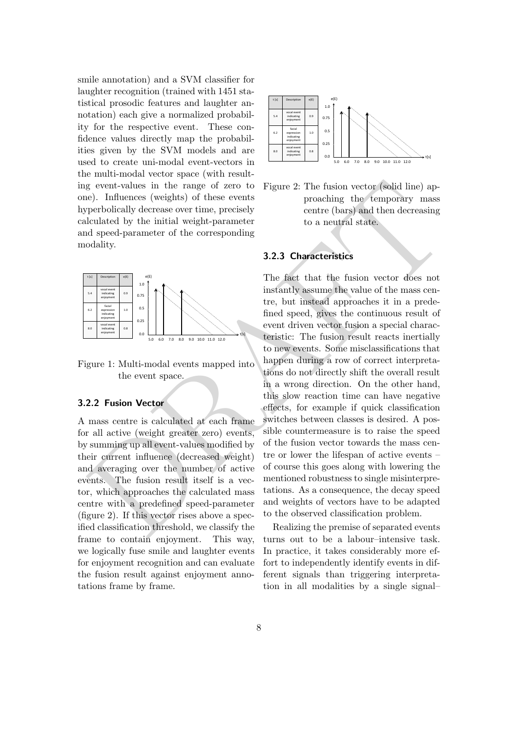smile annotation) and a SVM classifier for laughter recognition (trained with 1451 statistical prosodic features and laughter annotation) each give a normalized probability for the respective event. These confidence values directly map the probabilities given by the SVM models and are used to create uni-modal event-vectors in the multi-modal vector space (with resulting event-values in the range of zero to one). Influences (weights) of these events hyperbolically decrease over time, precisely calculated by the initial weight-parameter and speed-parameter of the corresponding modality.

| t [s] | Description | e(E) |
|---|---|---|
| 5.4 | vocal event indicating enjoyment | 0.9 |
| 6.2 | facial expression indicating enjoyment | 1.0 |
| 8.0 | vocal event indicating enjoyment | 0.8 |

Figure 1: Multi-modal events mapped into the event space.

### 3.2.2 Fusion Vector

A mass centre is calculated at each frame for all active (weight greater zero) events, by summing up all event-values modified by their current influence (decreased weight) and averaging over the number of active events. The fusion result itself is a vector, which approaches the calculated mass centre with a predefined speed-parameter (figure 2). If this vector rises above a specified classification threshold, we classify the frame to contain enjoyment. This way, we logically fuse smile and laughter events for enjoyment recognition and can evaluate the fusion result against enjoyment annotations frame by frame.

| t [s] | Description | e(E) |
|---|---|---|
| 5.4 | vocal event indicating enjoyment | 0.9 |
| 6.2 | facial expression indicating enjoyment | 1.0 |
| 8.0 | vocal event indicating enjoyment | 0.8 |

Figure 2: The fusion vector (solid line) approaching the temporary mass centre (bars) and then decreasing to a neutral state.

### 3.2.3 Characteristics

The fact that the fusion vector does not instantly assume the value of the mass centre, but instead approaches it in a predefined speed, gives the continuous result of event driven vector fusion a special characteristic: The fusion result reacts inertially to new events. Some misclassifications that happen during a row of correct interpretations do not directly shift the overall result in a wrong direction. On the other hand, this slow reaction time can have negative effects, for example if quick classification switches between classes is desired. A possible countermeasure is to raise the speed of the fusion vector towards the mass centre or lower the lifespan of active events – of course this goes along with lowering the mentioned robustness to single misinterpretations. As a consequence, the decay speed and weights of vectors have to be adapted to the observed classification problem.

Realizing the premise of separated events turns out to be a labour–intensive task. In practice, it takes considerably more effort to independently identify events in different signals than triggering interpretation in all modalities by a single signal–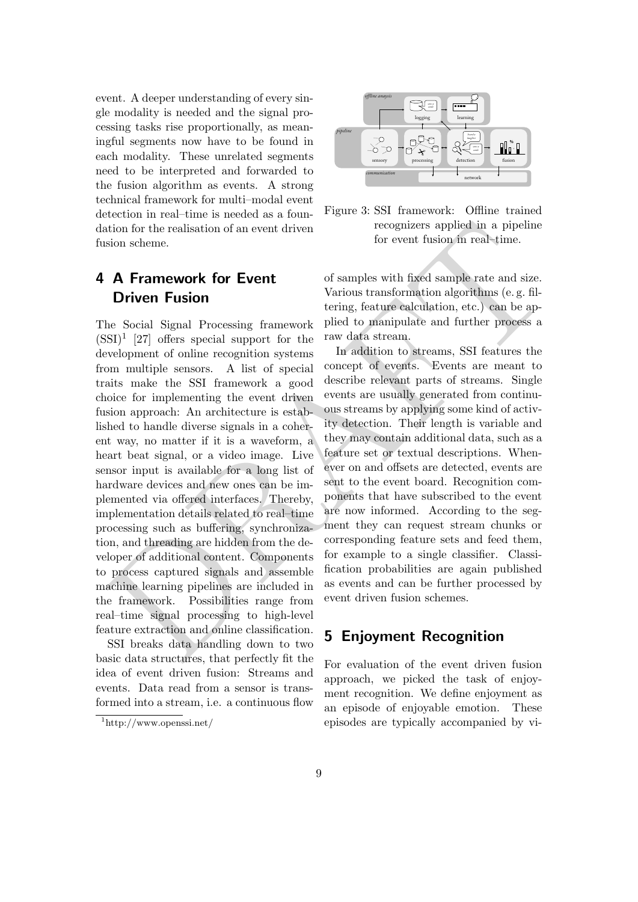event. A deeper understanding of every single modality is needed and the signal processing tasks rise proportionally, as meaningful segments now have to be found in each modality. These unrelated segments need to be interpreted and forwarded to the fusion algorithm as events. A strong technical framework for multi–modal event detection in real–time is needed as a foundation for the realisation of an event driven fusion scheme.

## 4 A Framework for Event Driven Fusion

The Social Signal Processing framework (SSI)[1] [27] offers special support for the development of online recognition systems from multiple sensors. A list of special traits make the SSI framework a good choice for implementing the event driven fusion approach: An architecture is established to handle diverse signals in a coherent way, no matter if it is a waveform, a heart beat signal, or a video image. Live sensor input is available for a long list of hardware devices and new ones can be implemented via offered interfaces. Thereby, implementation details related to real–time processing such as buffering, synchronization, and threading are hidden from the developer of additional content. Components to process captured signals and assemble machine learning pipelines are included in the framework. Possibilities range from real–time signal processing to high-level feature extraction and online classification.

SSI breaks data handling down to two basic data structures, that perfectly fit the idea of event driven fusion: Streams and events. Data read from a sensor is transformed into a stream, i.e. a continuous flow of samples with fixed sample rate and size. Various transformation algorithms (e. g. filtering, feature calculation, etc.) can be applied to manipulate and further process a raw data stream.

Figure 3: SSI framework: Offline trained recognizers applied in a pipeline for event fusion in real–time.

In addition to streams, SSI features the concept of events. Events are meant to describe relevant parts of streams. Single events are usually generated from continuous streams by applying some kind of activity detection. Their length is variable and they may contain additional data, such as a feature set or textual descriptions. Whenever on and offsets are detected, events are sent to the event board. Recognition components that have subscribed to the event are now informed. According to the segment they can request stream chunks or corresponding feature sets and feed them, for example to a single classifier. Classification probabilities are again published as events and can be further processed by event driven fusion schemes.

## 5 Enjoyment Recognition

For evaluation of the event driven fusion approach, we picked the task of enjoyment recognition. We define enjoyment as an episode of enjoyable emotion. These episodes are typically accompanied by vi-

[1] http://www.openssi.net/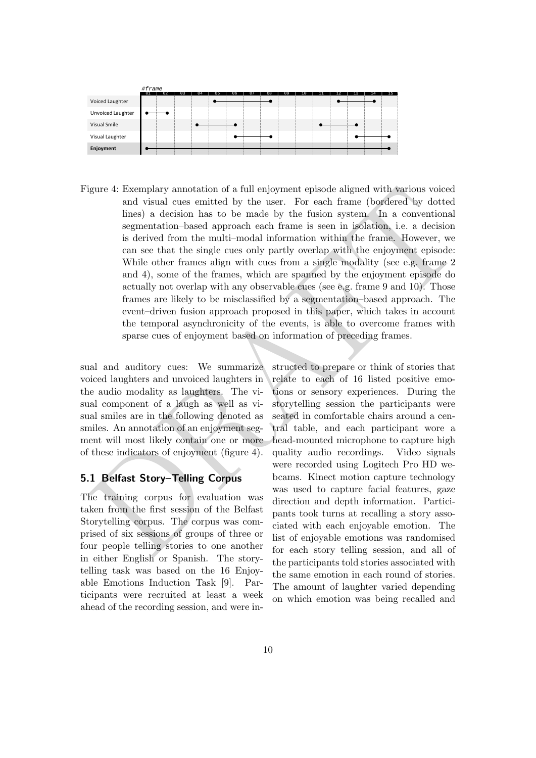Figure 4: Exemplary annotation of a full enjoyment episode aligned with various voiced and visual cues emitted by the user. For each frame (bordered by dotted lines) a decision has to be made by the fusion system. In a conventional segmentation–based approach each frame is seen in isolation, i.e. a decision is derived from the multi–modal information within the frame. However, we can see that the single cues only partly overlap with the enjoyment episode: While other frames align with cues from a single modality (see e.g. frame 2 and 4), some of the frames, which are spanned by the enjoyment episode do actually not overlap with any observable cues (see e.g. frame 9 and 10). Those frames are likely to be misclassified by a segmentation–based approach. The event–driven fusion approach proposed in this paper, which takes in account the temporal asynchronicity of the events, is able to overcome frames with sparse cues of enjoyment based on information of preceding frames.

sual and auditory cues: We summarize voiced laughters and unvoiced laughters in the audio modality as laughters. The visual component of a laugh as well as visual smiles are in the following denoted as smiles. An annotation of an enjoyment segment will most likely contain one or more of these indicators of enjoyment (figure 4).

## 5.1 Belfast Story–Telling Corpus

The training corpus for evaluation was taken from the first session of the Belfast Storytelling corpus. The corpus was comprised of six sessions of groups of three or four people telling stories to one another in either English or Spanish. The storytelling task was based on the 16 Enjoyable Emotions Induction Task [9]. Participants were recruited at least a week ahead of the recording session, and were instructed to prepare or think of stories that relate to each of 16 listed positive emotions or sensory experiences. During the storytelling session the participants were seated in comfortable chairs around a central table, and each participant wore a head-mounted microphone to capture high quality audio recordings. Video signals were recorded using Logitech Pro HD webcams. Kinect motion capture technology was used to capture facial features, gaze direction and depth information. Participants took turns at recalling a story associated with each enjoyable emotion. The list of enjoyable emotions was randomised for each story telling session, and all of the participants told stories associated with the same emotion in each round of stories. The amount of laughter varied depending on which emotion was being recalled and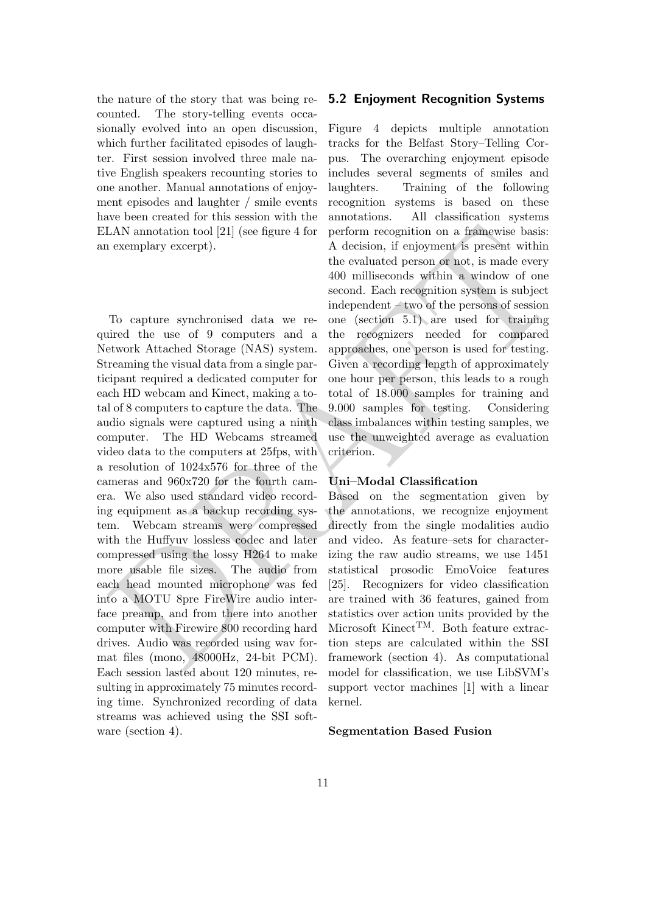the nature of the story that was being recounted. The story-telling events occasionally evolved into an open discussion, which further facilitated episodes of laughter. First session involved three male native English speakers recounting stories to one another. Manual annotations of enjoyment episodes and laughter / smile events have been created for this session with the ELAN annotation tool [21] (see figure 4 for an exemplary excerpt).

To capture synchronised data we required the use of 9 computers and a Network Attached Storage (NAS) system. Streaming the visual data from a single participant required a dedicated computer for each HD webcam and Kinect, making a total of 8 computers to capture the data. The audio signals were captured using a ninth computer. The HD Webcams streamed video data to the computers at 25fps, with a resolution of 1024x576 for three of the cameras and 960x720 for the fourth camera. We also used standard video recording equipment as a backup recording system. Webcam streams were compressed with the Huffyuv lossless codec and later compressed using the lossy H264 to make more usable file sizes. The audio from each head mounted microphone was fed into a MOTU 8pre FireWire audio interface preamp, and from there into another computer with Firewire 800 recording hard drives. Audio was recorded using wav format files (mono, 48000Hz, 24-bit PCM). Each session lasted about 120 minutes, resulting in approximately 75 minutes recording time. Synchronized recording of data streams was achieved using the SSI software (section 4).

## 5.2 Enjoyment Recognition Systems

Figure 4 depicts multiple annotation tracks for the Belfast Story–Telling Corpus. The overarching enjoyment episode includes several segments of smiles and laughters. Training of the following recognition systems is based on these annotations. All classification systems perform recognition on a framewise basis: A decision, if enjoyment is present within the evaluated person or not, is made every 400 milliseconds within a window of one second. Each recognition system is subject independent – two of the persons of session one (section 5.1) are used for training the recognizers needed for compared approaches, one person is used for testing. Given a recording length of approximately one hour per person, this leads to a rough total of 18.000 samples for training and 9.000 samples for testing. Considering class imbalances within testing samples, we use the unweighted average as evaluation criterion.

**Uni–Modal Classification**

Based on the segmentation given by the annotations, we recognize enjoyment directly from the single modalities audio and video. As feature–sets for characterizing the raw audio streams, we use 1451 statistical prosodic EmoVoice features [25]. Recognizers for video classification are trained with 36 features, gained from statistics over action units provided by the Microsoft Kinect™. Both feature extraction steps are calculated within the SSI framework (section 4). As computational model for classification, we use LibSVM's support vector machines [1] with a linear kernel.

**Segmentation Based Fusion**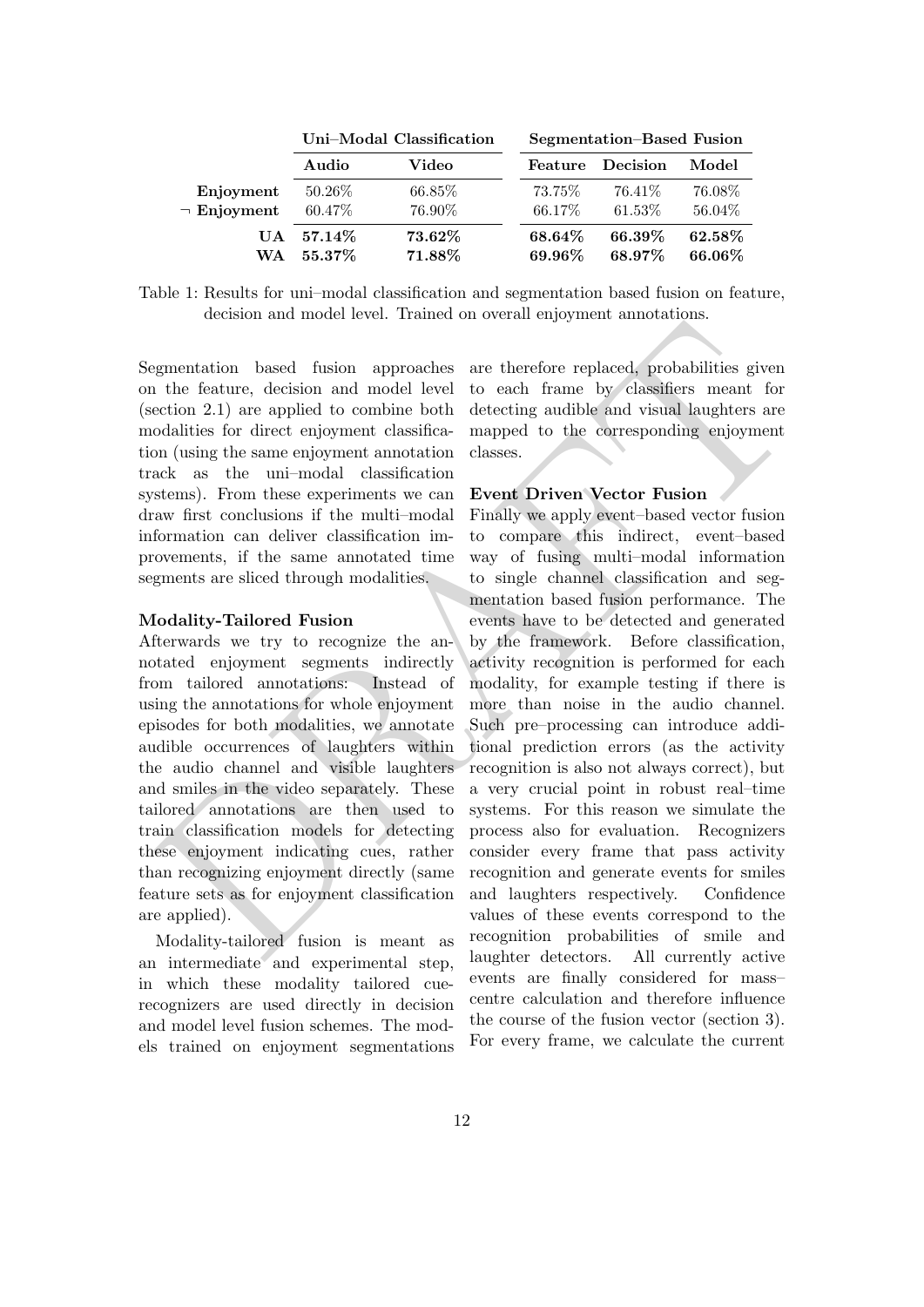| | Uni–Modal Classification | | Segmentation–Based Fusion | | |
|---|---|---|---|---|---|
| | **Audio** | **Video** | **Feature** | **Decision** | **Model** |
| **Enjoyment** | 50.26% | 66.85% | 73.75% | 76.41% | 76.08% |
| **¬ Enjoyment** | 60.47% | 76.90% | 66.17% | 61.53% | 56.04% |
| **UA** | **57.14%** | **73.62%** | **68.64%** | **66.39%** | **62.58%** |
| **WA** | **55.37%** | **71.88%** | **69.96%** | **68.97%** | **66.06%** |

Table 1: Results for uni–modal classification and segmentation based fusion on feature, decision and model level. Trained on overall enjoyment annotations.

Segmentation based fusion approaches on the feature, decision and model level (section 2.1) are applied to combine both modalities for direct enjoyment classification (using the same enjoyment annotation track as the uni–modal classification systems). From these experiments we can draw first conclusions if the multi–modal information can deliver classification improvements, if the same annotated time segments are sliced through modalities.

#### Modality-Tailored Fusion

Afterwards we try to recognize the annotated enjoyment segments indirectly from tailored annotations: Instead of using the annotations for whole enjoyment episodes for both modalities, we annotate audible occurrences of laughters within the audio channel and visible laughters and smiles in the video separately. These tailored annotations are then used to train classification models for detecting these enjoyment indicating cues, rather than recognizing enjoyment directly (same feature sets as for enjoyment classification are applied).

Modality-tailored fusion is meant as an intermediate and experimental step, in which these modality tailored cue-recognizers are used directly in decision and model level fusion schemes. The models trained on enjoyment segmentations are therefore replaced, probabilities given to each frame by classifiers meant for detecting audible and visual laughters are mapped to the corresponding enjoyment classes.

#### Event Driven Vector Fusion

Finally we apply event–based vector fusion to compare this indirect, event–based way of fusing multi–modal information to single channel classification and segmentation based fusion performance. The events have to be detected and generated by the framework. Before classification, activity recognition is performed for each modality, for example testing if there is more than noise in the audio channel. Such pre–processing can introduce additional prediction errors (as the activity recognition is also not always correct), but a very crucial point in robust real–time systems. For this reason we simulate the process also for evaluation. Recognizers consider every frame that pass activity recognition and generate events for smiles and laughters respectively. Confidence values of these events correspond to the recognition probabilities of smile and laughter detectors. All currently active events are finally considered for mass–centre calculation and therefore influence the course of the fusion vector (section 3). For every frame, we calculate the current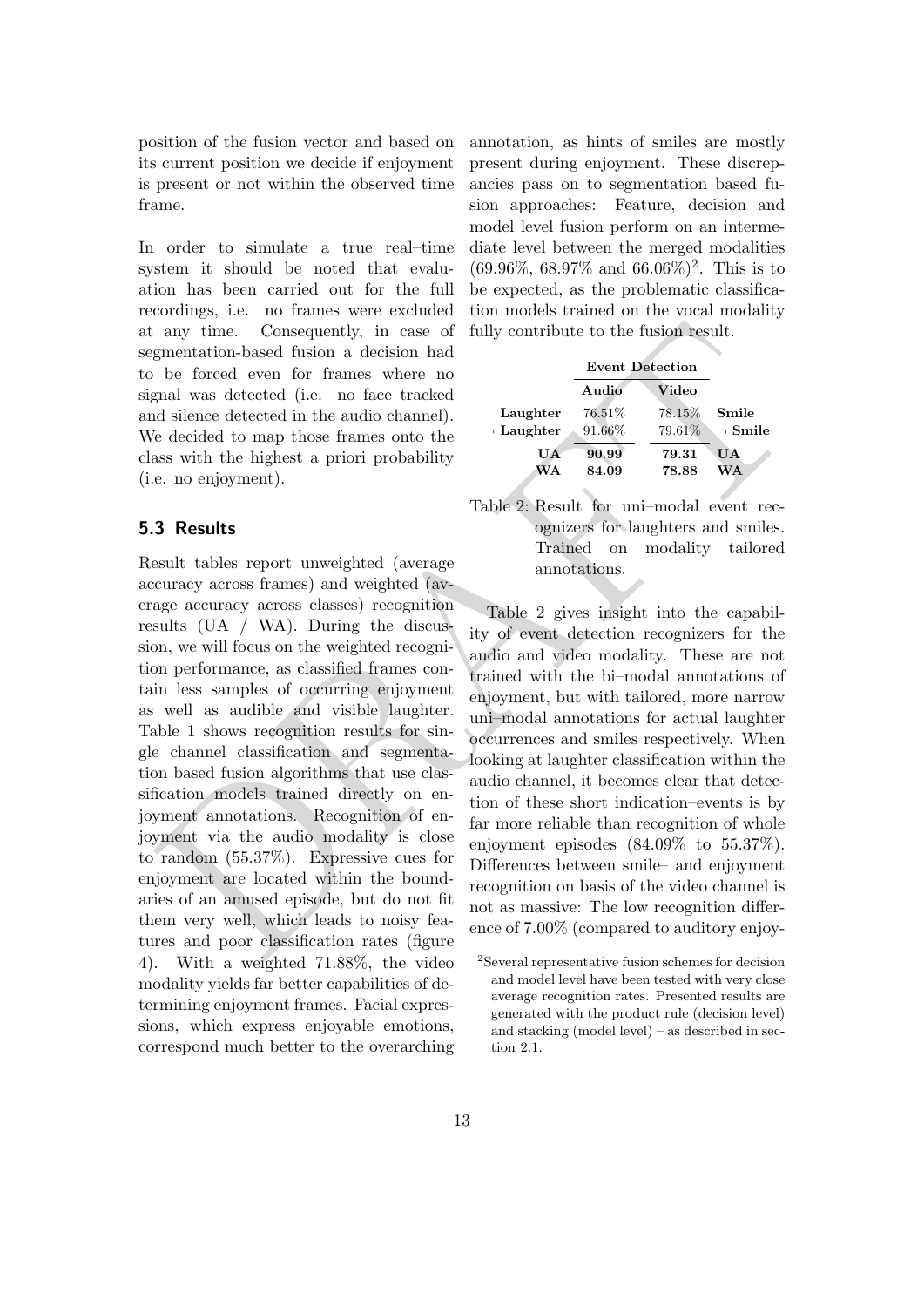position of the fusion vector and based on its current position we decide if enjoyment is present or not within the observed time frame.

In order to simulate a true real–time system it should be noted that evaluation has been carried out for the full recordings, i.e. no frames were excluded at any time. Consequently, in case of segmentation-based fusion a decision had to be forced even for frames where no signal was detected (i.e. no face tracked and silence detected in the audio channel). We decided to map those frames onto the class with the highest a priori probability (i.e. no enjoyment).

### 5.3 Results

Result tables report unweighted (average accuracy across frames) and weighted (average accuracy across classes) recognition results (UA / WA). During the discussion, we will focus on the weighted recognition performance, as classified frames contain less samples of occurring enjoyment as well as audible and visible laughter. Table 1 shows recognition results for single channel classification and segmentation based fusion algorithms that use classification models trained directly on enjoyment annotations. Recognition of enjoyment via the audio modality is close to random (55.37%). Expressive cues for enjoyment are located within the boundaries of an amused episode, but do not fit them very well, which leads to noisy features and poor classification rates (figure 4). With a weighted 71.88%, the video modality yields far better capabilities of determining enjoyment frames. Facial expressions, which express enjoyable emotions, correspond much better to the overarching annotation, as hints of smiles are mostly present during enjoyment. These discrepancies pass on to segmentation based fusion approaches: Feature, decision and model level fusion perform on an intermediate level between the merged modalities (69.96%, 68.97% and 66.06%)[2]. This is to be expected, as the problematic classification models trained on the vocal modality fully contribute to the fusion result.

| | **Event Detection** | | |
|---|---|---|---|
| | **Audio** | **Video** | |
| **Laughter** | 76.51% | 78.15% | **Smile** |
| **¬ Laughter** | 91.66% | 79.61% | **¬ Smile** |
| **UA** | **90.99** | **79.31** | **UA** |
| **WA** | **84.09** | **78.88** | **WA** |

Table 2: Result for uni–modal event recognizers for laughters and smiles. Trained on modality tailored annotations.

Table 2 gives insight into the capability of event detection recognizers for the audio and video modality. These are not trained with the bi–modal annotations of enjoyment, but with tailored, more narrow uni–modal annotations for actual laughter occurrences and smiles respectively. When looking at laughter classification within the audio channel, it becomes clear that detection of these short indication–events is by far more reliable than recognition of whole enjoyment episodes (84.09% to 55.37%). Differences between smile– and enjoyment recognition on basis of the video channel is not as massive: The low recognition difference of 7.00% (compared to auditory enjoy-

[2] Several representative fusion schemes for decision and model level have been tested with very close average recognition rates. Presented results are generated with the product rule (decision level) and stacking (model level) – as described in section 2.1.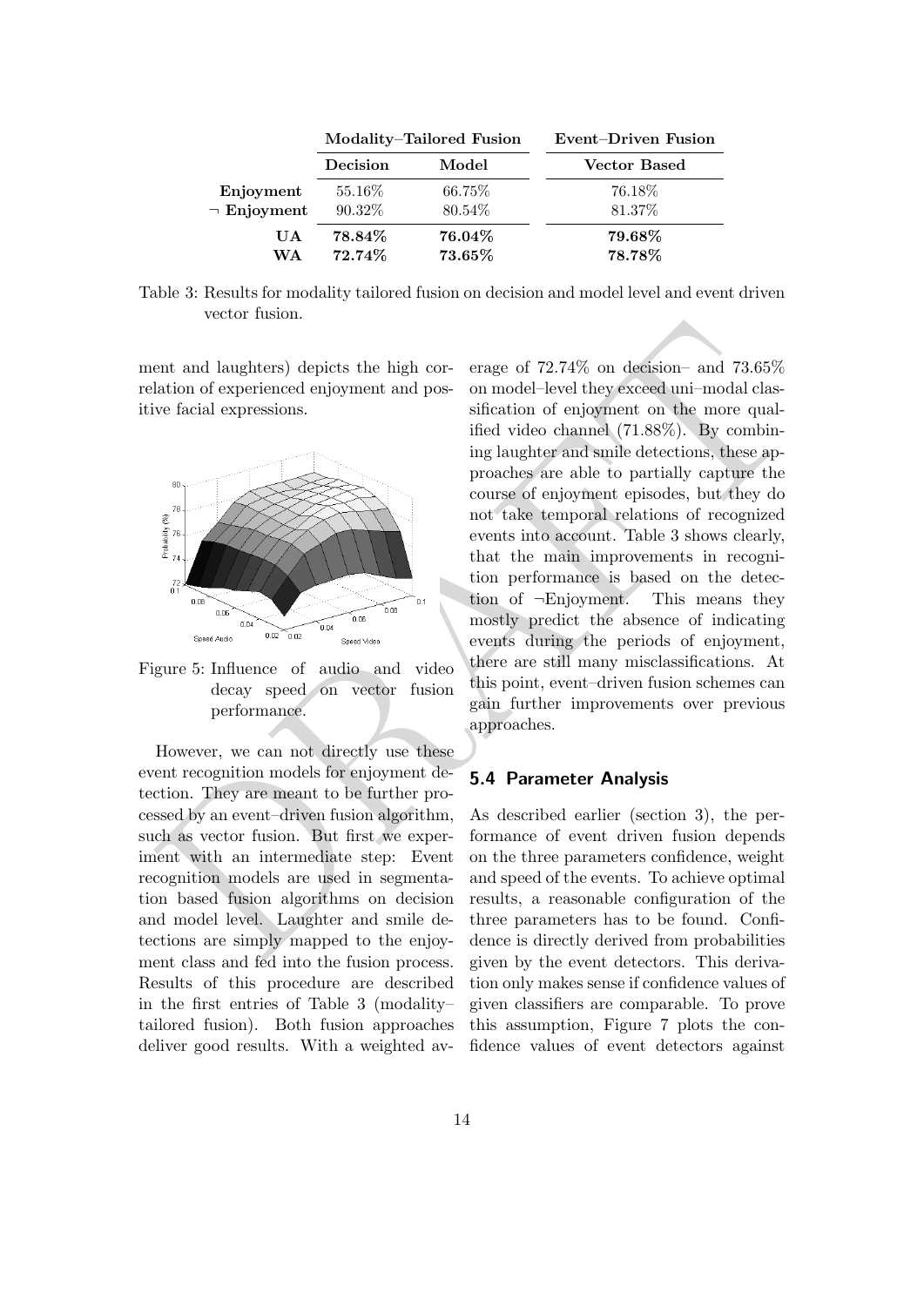|  | Modality–Tailored Fusion |  | Event–Driven Fusion |
|---|---|---|---|
|  | **Decision** | **Model** | **Vector Based** |
| **Enjoyment** | 55.16% | 66.75% | 76.18% |
| **¬ Enjoyment** | 90.32% | 80.54% | 81.37% |
| **UA** | **78.84%** | **76.04%** | **79.68%** |
| **WA** | **72.74%** | **73.65%** | **78.78%** |

Table 3: Results for modality tailored fusion on decision and model level and event driven vector fusion.

ment and laughters) depicts the high correlation of experienced enjoyment and positive facial expressions.

Figure 5: Influence of audio and video decay speed on vector fusion performance.

However, we can not directly use these event recognition models for enjoyment detection. They are meant to be further processed by an event–driven fusion algorithm, such as vector fusion. But first we experiment with an intermediate step: Event recognition models are used in segmentation based fusion algorithms on decision and model level. Laughter and smile detections are simply mapped to the enjoyment class and fed into the fusion process. Results of this procedure are described in the first entries of Table 3 (modality–tailored fusion). Both fusion approaches deliver good results. With a weighted average of 72.74% on decision– and 73.65% on model–level they exceed uni–modal classification of enjoyment on the more qualified video channel (71.88%). By combining laughter and smile detections, these approaches are able to partially capture the course of enjoyment episodes, but they do not take temporal relations of recognized events into account. Table 3 shows clearly, that the main improvements in recognition performance is based on the detection of ¬Enjoyment. This means they mostly predict the absence of indicating events during the periods of enjoyment, there are still many misclassifications. At this point, event–driven fusion schemes can gain further improvements over previous approaches.

## 5.4 Parameter Analysis

As described earlier (section 3), the performance of event driven fusion depends on the three parameters confidence, weight and speed of the events. To achieve optimal results, a reasonable configuration of the three parameters has to be found. Confidence is directly derived from probabilities given by the event detectors. This derivation only makes sense if confidence values of given classifiers are comparable. To prove this assumption, Figure 7 plots the confidence values of event detectors against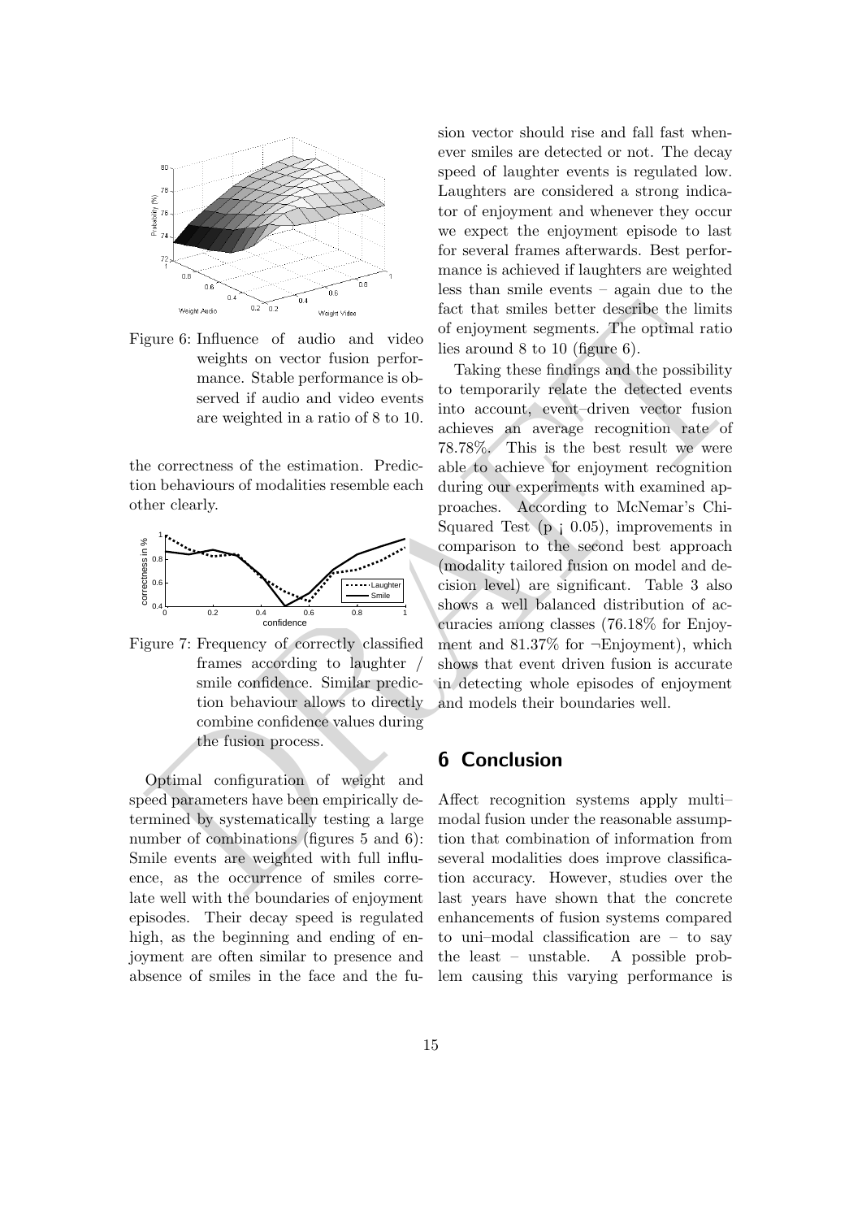Figure 6: Influence of audio and video weights on vector fusion performance. Stable performance is observed if audio and video events are weighted in a ratio of 8 to 10.

the correctness of the estimation. Prediction behaviours of modalities resemble each other clearly.

Figure 7: Frequency of correctly classified frames according to laughter / smile confidence. Similar prediction behaviour allows to directly combine confidence values during the fusion process.

Optimal configuration of weight and speed parameters have been empirically determined by systematically testing a large number of combinations (figures 5 and 6): Smile events are weighted with full influence, as the occurrence of smiles correlate well with the boundaries of enjoyment episodes. Their decay speed is regulated high, as the beginning and ending of enjoyment are often similar to presence and absence of smiles in the face and the fusion vector should rise and fall fast whenever smiles are detected or not. The decay speed of laughter events is regulated low. Laughters are considered a strong indicator of enjoyment and whenever they occur we expect the enjoyment episode to last for several frames afterwards. Best performance is achieved if laughters are weighted less than smile events – again due to the fact that smiles better describe the limits of enjoyment segments. The optimal ratio lies around 8 to 10 (figure 6).

Taking these findings and the possibility to temporarily relate the detected events into account, event–driven vector fusion achieves an average recognition rate of 78.78%. This is the best result we were able to achieve for enjoyment recognition during our experiments with examined approaches. According to McNemar's Chi-Squared Test ($p < 0.05$), improvements in comparison to the second best approach (modality tailored fusion on model and decision level) are significant. Table 3 also shows a well balanced distribution of accuracies among classes (76.18% for Enjoyment and 81.37% for ¬Enjoyment), which shows that event driven fusion is accurate in detecting whole episodes of enjoyment and models their boundaries well.

## 6 Conclusion

Affect recognition systems apply multi–modal fusion under the reasonable assumption that combination of information from several modalities does improve classification accuracy. However, studies over the last years have shown that the concrete enhancements of fusion systems compared to uni–modal classification are – to say the least – unstable. A possible problem causing this varying performance is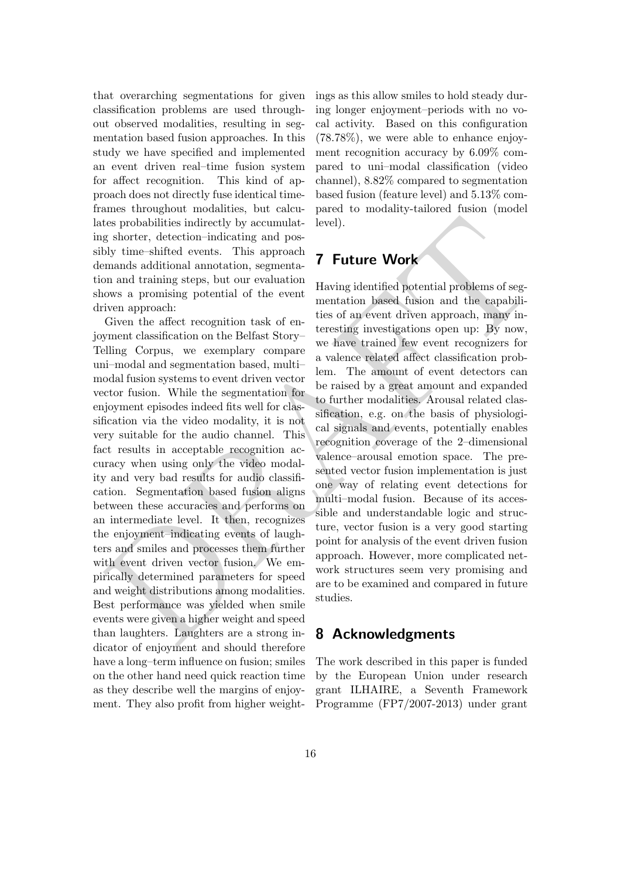that overarching segmentations for given classification problems are used throughout observed modalities, resulting in segmentation based fusion approaches. In this study we have specified and implemented an event driven real–time fusion system for affect recognition. This kind of approach does not directly fuse identical time-frames throughout modalities, but calculates probabilities indirectly by accumulating shorter, detection–indicating and possibly time–shifted events. This approach demands additional annotation, segmentation and training steps, but our evaluation shows a promising potential of the event driven approach:

Given the affect recognition task of enjoyment classification on the Belfast Story–Telling Corpus, we exemplary compare uni–modal and segmentation based, multi–modal fusion systems to event driven vector vector fusion. While the segmentation for enjoyment episodes indeed fits well for classification via the video modality, it is not very suitable for the audio channel. This fact results in acceptable recognition accuracy when using only the video modality and very bad results for audio classification. Segmentation based fusion aligns between these accuracies and performs on an intermediate level. It then, recognizes the enjoyment–indicating events of laughters and smiles and processes them further with event driven vector fusion. We empirically determined parameters for speed and weight distributions among modalities. Best performance was yielded when smile events were given a higher weight and speed than laughters. Laughters are a strong indicator of enjoyment and should therefore have a long–term influence on fusion; smiles on the other hand need quick reaction time as they describe well the margins of enjoyment. They also profit from higher weightings as this allow smiles to hold steady during longer enjoyment–periods with no vocal activity. Based on this configuration (78.78%), we were able to enhance enjoyment recognition accuracy by 6.09% compared to uni–modal classification (video channel), 8.82% compared to segmentation based fusion (feature level) and 5.13% compared to modality-tailored fusion (model level).

## 7 Future Work

Having identified potential problems of segmentation based fusion and the capabilities of an event driven approach, many interesting investigations open up: By now, we have trained few event recognizers for a valence related affect classification problem. The amount of event detectors can be raised by a great amount and expanded to further modalities. Arousal related classification, e.g. on the basis of physiological signals and events, potentially enables recognition coverage of the 2–dimensional valence–arousal emotion space. The presented vector fusion implementation is just one way of relating event detections for multi–modal fusion. Because of its accessible and understandable logic and structure, vector fusion is a very good starting point for analysis of the event driven fusion approach. However, more complicated network structures seem very promising and are to be examined and compared in future studies.

## 8 Acknowledgments

The work described in this paper is funded by the European Union under research grant ILHAIRE, a Seventh Framework Programme (FP7/2007-2013) under grant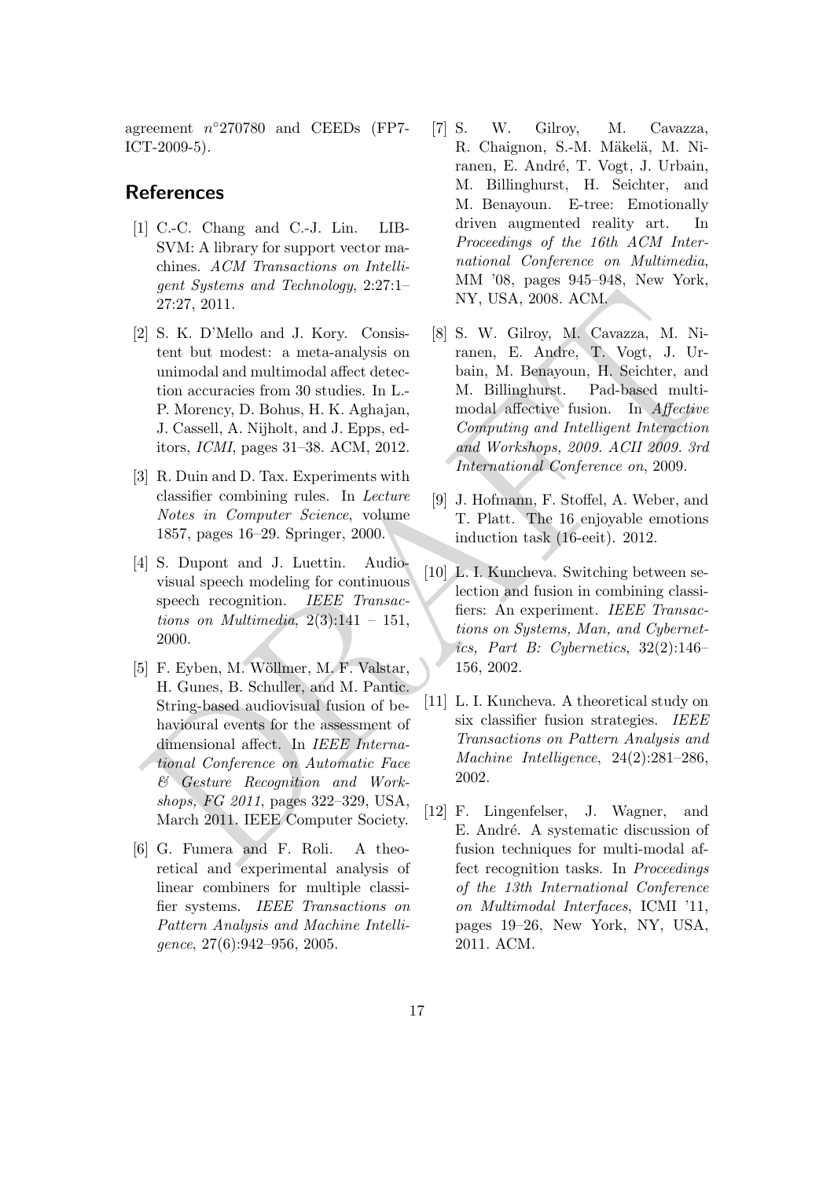agreement $n^{\circ}270780$ and CEEDs (FP7-ICT-2009-5).

## References

[1] C.-C. Chang and C.-J. Lin. LIBSVM: A library for support vector machines. *ACM Transactions on Intelligent Systems and Technology*, 2:27:1–27:27, 2011.

[2] S. K. D'Mello and J. Kory. Consistent but modest: a meta-analysis on unimodal and multimodal affect detection accuracies from 30 studies. In L.-P. Morency, D. Bohus, H. K. Aghajan, J. Cassell, A. Nijholt, and J. Epps, editors, *ICMI*, pages 31–38. ACM, 2012.

[3] R. Duin and D. Tax. Experiments with classifier combining rules. In *Lecture Notes in Computer Science*, volume 1857, pages 16–29. Springer, 2000.

[4] S. Dupont and J. Luettin. Audio-visual speech modeling for continuous speech recognition. *IEEE Transactions on Multimedia*, 2(3):141 – 151, 2000.

[5] F. Eyben, M. Wöllmer, M. F. Valstar, H. Gunes, B. Schuller, and M. Pantic. String-based audiovisual fusion of behavioural events for the assessment of dimensional affect. In *IEEE International Conference on Automatic Face & Gesture Recognition and Workshops, FG 2011*, pages 322–329, USA, March 2011. IEEE Computer Society.

[6] G. Fumera and F. Roli. A theoretical and experimental analysis of linear combiners for multiple classifier systems. *IEEE Transactions on Pattern Analysis and Machine Intelligence*, 27(6):942–956, 2005.

[7] S. W. Gilroy, M. Cavazza, R. Chaignon, S.-M. Mäkelä, M. Niranen, E. André, T. Vogt, J. Urbain, M. Billinghurst, H. Seichter, and M. Benayoun. E-tree: Emotionally driven augmented reality art. In *Proceedings of the 16th ACM International Conference on Multimedia*, MM '08, pages 945–948, New York, NY, USA, 2008. ACM.

[8] S. W. Gilroy, M. Cavazza, M. Niranen, E. Andre, T. Vogt, J. Urbain, M. Benayoun, H. Seichter, and M. Billinghurst. Pad-based multimodal affective fusion. In *Affective Computing and Intelligent Interaction and Workshops, 2009. ACII 2009. 3rd International Conference on*, 2009.

[9] J. Hofmann, F. Stoffel, A. Weber, and T. Platt. The 16 enjoyable emotions induction task (16-eeit). 2012.

[10] L. I. Kuncheva. Switching between selection and fusion in combining classifiers: An experiment. *IEEE Transactions on Systems, Man, and Cybernetics, Part B: Cybernetics*, 32(2):146–156, 2002.

[11] L. I. Kuncheva. A theoretical study on six classifier fusion strategies. *IEEE Transactions on Pattern Analysis and Machine Intelligence*, 24(2):281–286, 2002.

[12] F. Lingenfelser, J. Wagner, and E. André. A systematic discussion of fusion techniques for multi-modal affect recognition tasks. In *Proceedings of the 13th International Conference on Multimodal Interfaces*, ICMI '11, pages 19–26, New York, NY, USA, 2011. ACM.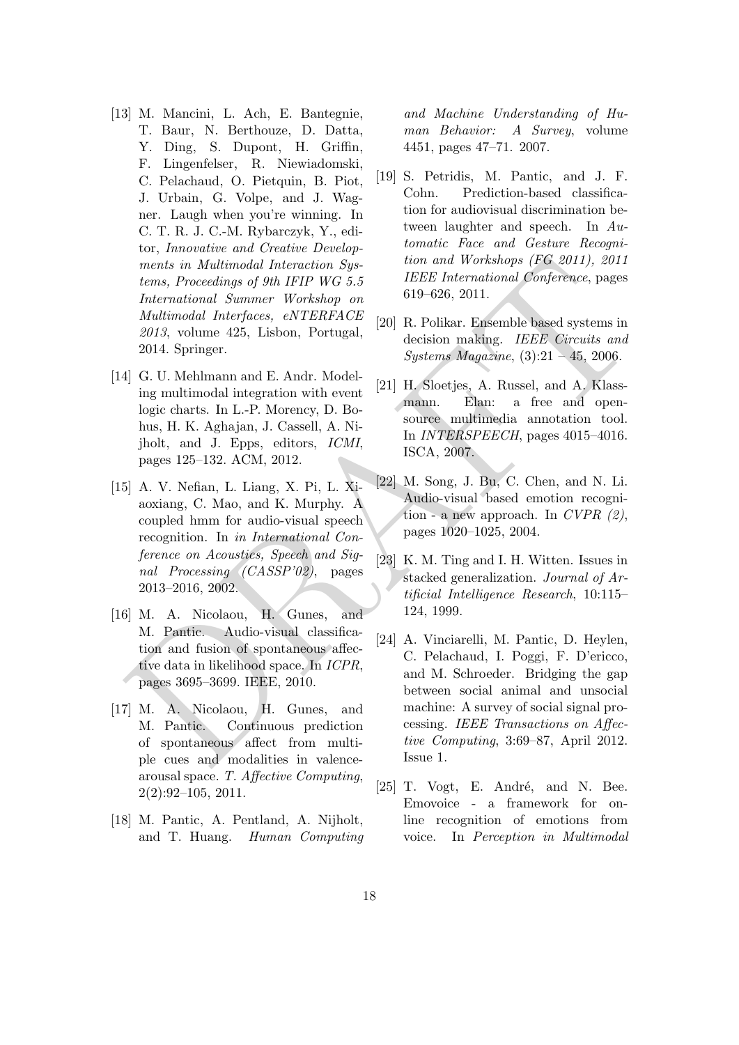[13] M. Mancini, L. Ach, E. Bantegnie, T. Baur, N. Berthouze, D. Datta, Y. Ding, S. Dupont, H. Griffin, F. Lingenfelser, R. Niewiadomski, C. Pelachaud, O. Pietquin, B. Piot, J. Urbain, G. Volpe, and J. Wagner. Laugh when you're winning. In C. T. R. J. C.-M. Rybarczyk, Y., editor, *Innovative and Creative Developments in Multimodal Interaction Systems, Proceedings of 9th IFIP WG 5.5 International Summer Workshop on Multimodal Interfaces, eNTERFACE 2013*, volume 425, Lisbon, Portugal, 2014. Springer.

[14] G. U. Mehlmann and E. Andr. Modeling multimodal integration with event logic charts. In L.-P. Morency, D. Bohus, H. K. Aghajan, J. Cassell, A. Nijholt, and J. Epps, editors, *ICMI*, pages 125–132. ACM, 2012.

[15] A. V. Nefian, L. Liang, X. Pi, L. Xiaoxiang, C. Mao, and K. Murphy. A coupled hmm for audio-visual speech recognition. In *in International Conference on Acoustics, Speech and Signal Processing (CASSP'02)*, pages 2013–2016, 2002.

[16] M. A. Nicolaou, H. Gunes, and M. Pantic. Audio-visual classification and fusion of spontaneous affective data in likelihood space. In *ICPR*, pages 3695–3699. IEEE, 2010.

[17] M. A. Nicolaou, H. Gunes, and M. Pantic. Continuous prediction of spontaneous affect from multiple cues and modalities in valence-arousal space. *T. Affective Computing*, 2(2):92–105, 2011.

[18] M. Pantic, A. Pentland, A. Nijholt, and T. Huang. *Human Computing and Machine Understanding of Human Behavior: A Survey*, volume 4451, pages 47–71. 2007.

[19] S. Petridis, M. Pantic, and J. F. Cohn. Prediction-based classification for audiovisual discrimination between laughter and speech. In *Automatic Face and Gesture Recognition and Workshops (FG 2011), 2011 IEEE International Conference*, pages 619–626, 2011.

[20] R. Polikar. Ensemble based systems in decision making. *IEEE Circuits and Systems Magazine*, (3):21 – 45, 2006.

[21] H. Sloetjes, A. Russel, and A. Klassmann. Elan: a free and open-source multimedia annotation tool. In *INTERSPEECH*, pages 4015–4016. ISCA, 2007.

[22] M. Song, J. Bu, C. Chen, and N. Li. Audio-visual based emotion recognition - a new approach. In *CVPR (2)*, pages 1020–1025, 2004.

[23] K. M. Ting and I. H. Witten. Issues in stacked generalization. *Journal of Artificial Intelligence Research*, 10:115–124, 1999.

[24] A. Vinciarelli, M. Pantic, D. Heylen, C. Pelachaud, I. Poggi, F. D'ericco, and M. Schroeder. Bridging the gap between social animal and unsocial machine: A survey of social signal processing. *IEEE Transactions on Affective Computing*, 3:69–87, April 2012. Issue 1.

[25] T. Vogt, E. André, and N. Bee. Emovoice - a framework for online recognition of emotions from voice. In *Perception in Multimodal*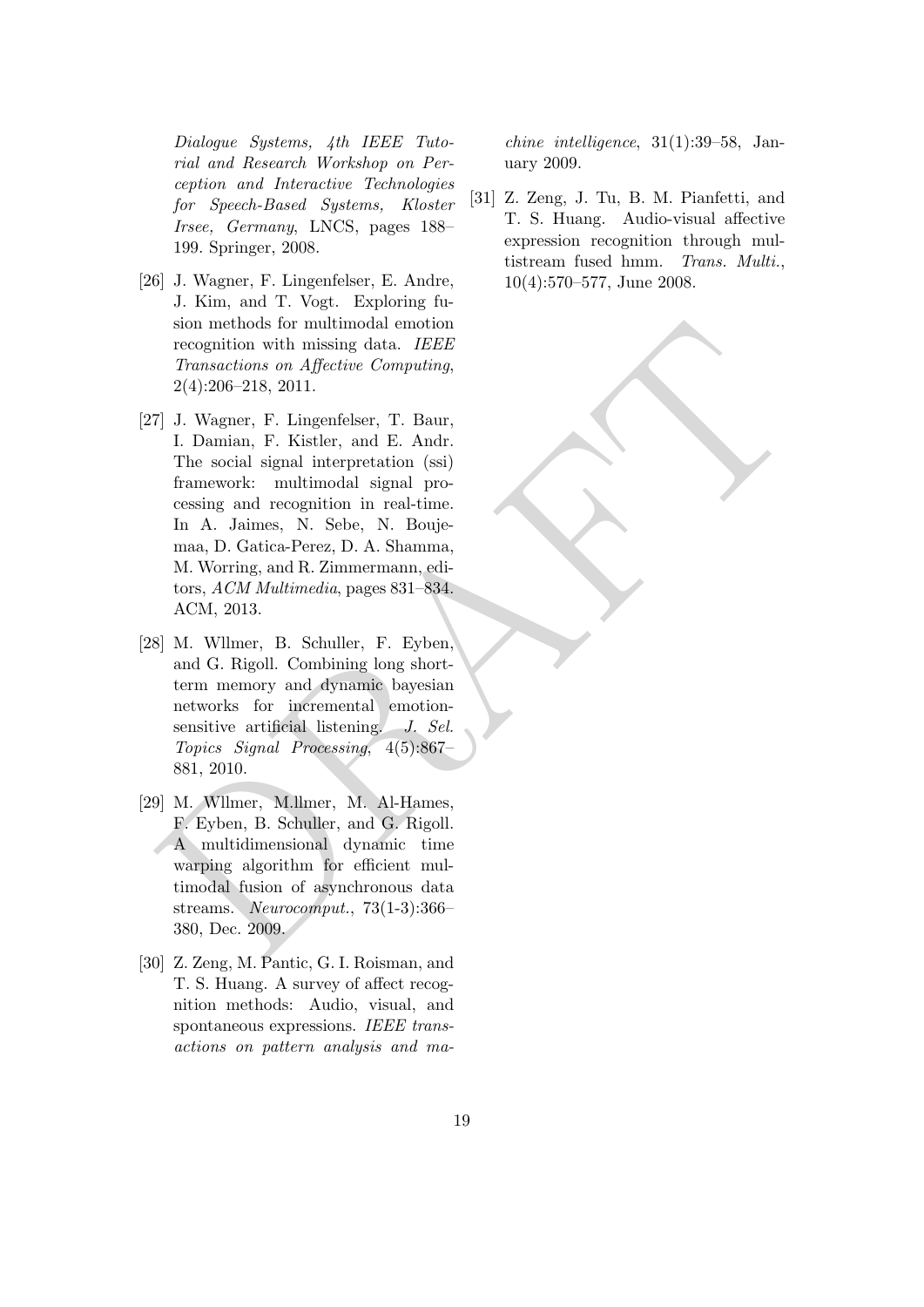*Dialogue Systems, 4th IEEE Tutorial and Research Workshop on Perception and Interactive Technologies for Speech-Based Systems, Kloster Irsee, Germany*, LNCS, pages 188–199. Springer, 2008.

[26] J. Wagner, F. Lingenfelser, E. Andre, J. Kim, and T. Vogt. Exploring fusion methods for multimodal emotion recognition with missing data. *IEEE Transactions on Affective Computing*, 2(4):206–218, 2011.

[27] J. Wagner, F. Lingenfelser, T. Baur, I. Damian, F. Kistler, and E. Andr. The social signal interpretation (ssi) framework: multimodal signal processing and recognition in real-time. In A. Jaimes, N. Sebe, N. Boujemaa, D. Gatica-Perez, D. A. Shamma, M. Worring, and R. Zimmermann, editors, *ACM Multimedia*, pages 831–834. ACM, 2013.

[28] M. Wllmer, B. Schuller, F. Eyben, and G. Rigoll. Combining long short-term memory and dynamic bayesian networks for incremental emotion-sensitive artificial listening. *J. Sel. Topics Signal Processing*, 4(5):867–881, 2010.

[29] M. Wllmer, M.llmer, M. Al-Hames, F. Eyben, B. Schuller, and G. Rigoll. A multidimensional dynamic time warping algorithm for efficient multimodal fusion of asynchronous data streams. *Neurocomput.*, 73(1-3):366–380, Dec. 2009.

[30] Z. Zeng, M. Pantic, G. I. Roisman, and T. S. Huang. A survey of affect recognition methods: Audio, visual, and spontaneous expressions. *IEEE transactions on pattern analysis and machine intelligence*, 31(1):39–58, January 2009.

[31] Z. Zeng, J. Tu, B. M. Pianfetti, and T. S. Huang. Audio-visual affective expression recognition through multistream fused hmm. *Trans. Multi.*, 10(4):570–577, June 2008.